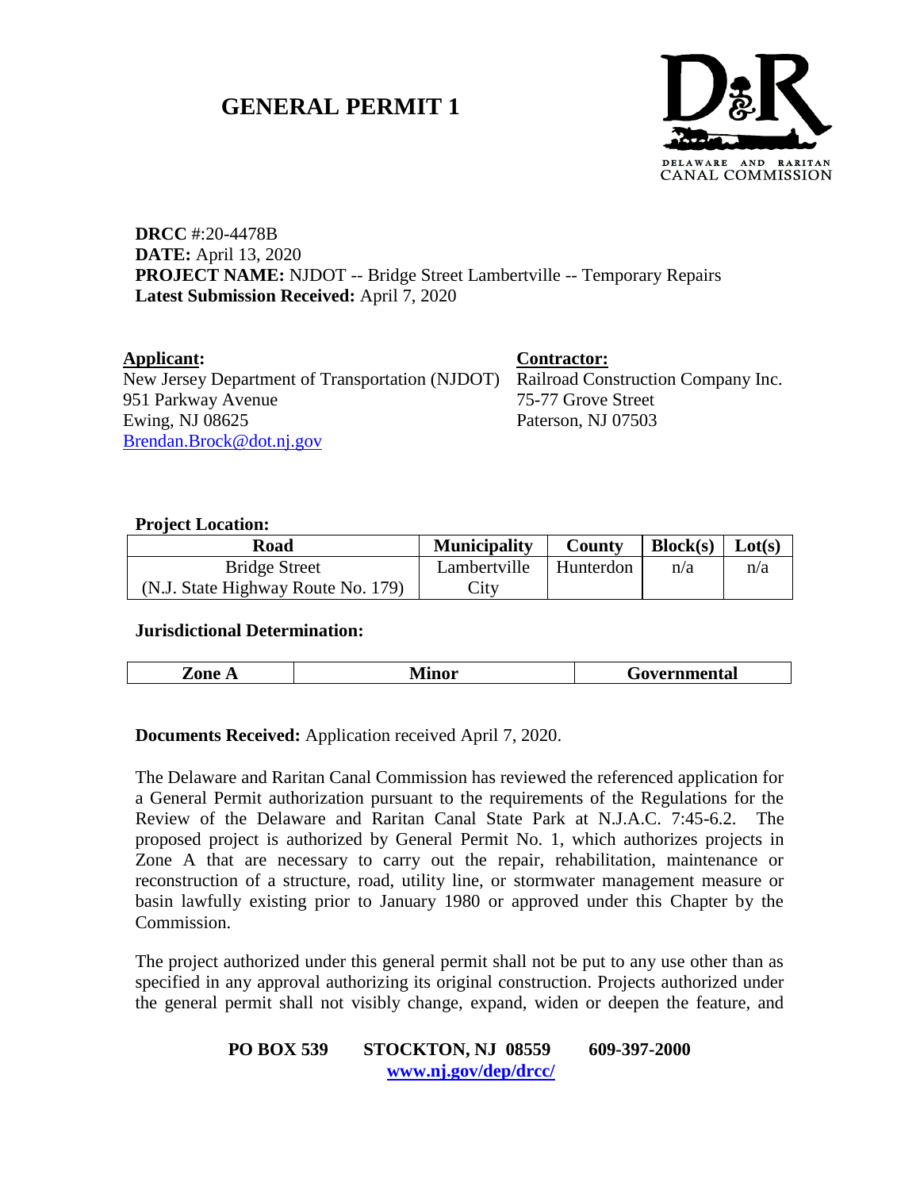# GENERAL PERMIT 1

DELAWARE AND RARITAN CANAL COMMISSION

**DRCC** #:20-4478B
**DATE:** April 13, 2020
**PROJECT NAME:** NJDOT -- Bridge Street Lambertville -- Temporary Repairs
**Latest Submission Received:** April 7, 2020

**Applicant:**
New Jersey Department of Transportation (NJDOT)
951 Parkway Avenue
Ewing, NJ 08625
Brendan.Brock@dot.nj.gov

**Contractor:**
Railroad Construction Company Inc.
75-77 Grove Street
Paterson, NJ 07503

**Project Location:**

| Road | Municipality | County | Block(s) | Lot(s) |
|---|---|---|---|---|
| Bridge Street (N.J. State Highway Route No. 179) | Lambertville City | Hunterdon | n/a | n/a |

**Jurisdictional Determination:**

| Zone A | Minor | Governmental |
|---|---|---|

**Documents Received:** Application received April 7, 2020.

The Delaware and Raritan Canal Commission has reviewed the referenced application for a General Permit authorization pursuant to the requirements of the Regulations for the Review of the Delaware and Raritan Canal State Park at N.J.A.C. 7:45-6.2. The proposed project is authorized by General Permit No. 1, which authorizes projects in Zone A that are necessary to carry out the repair, rehabilitation, maintenance or reconstruction of a structure, road, utility line, or stormwater management measure or basin lawfully existing prior to January 1980 or approved under this Chapter by the Commission.

The project authorized under this general permit shall not be put to any use other than as specified in any approval authorizing its original construction. Projects authorized under the general permit shall not visibly change, expand, widen or deepen the feature, and

**PO BOX 539 STOCKTON, NJ 08559 609-397-2000**
**www.nj.gov/dep/drcc/**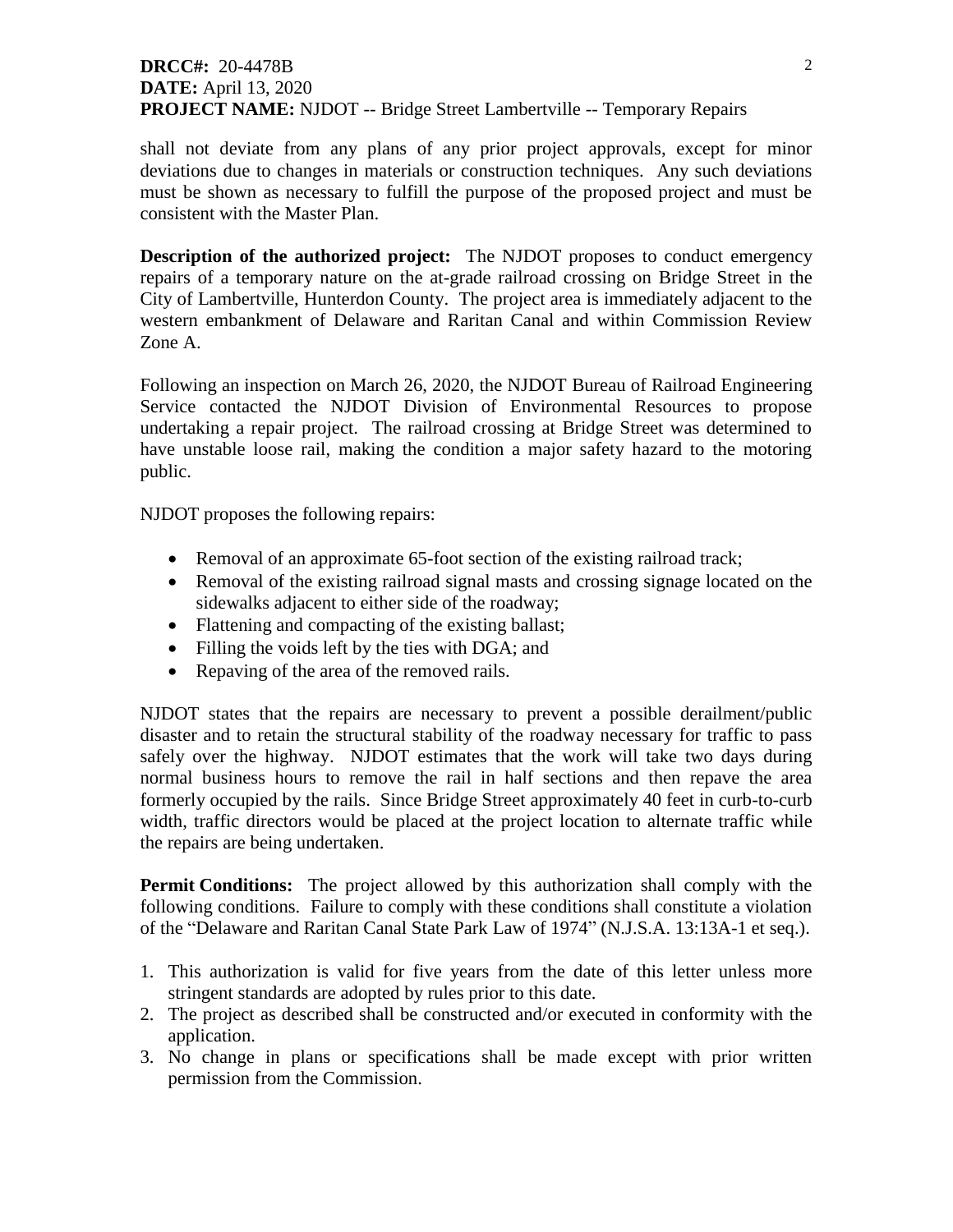**DRCC#:** 20-4478B
**DATE:** April 13, 2020
**PROJECT NAME:** NJDOT -- Bridge Street Lambertville -- Temporary Repairs

shall not deviate from any plans of any prior project approvals, except for minor deviations due to changes in materials or construction techniques. Any such deviations must be shown as necessary to fulfill the purpose of the proposed project and must be consistent with the Master Plan.

**Description of the authorized project:** The NJDOT proposes to conduct emergency repairs of a temporary nature on the at-grade railroad crossing on Bridge Street in the City of Lambertville, Hunterdon County. The project area is immediately adjacent to the western embankment of Delaware and Raritan Canal and within Commission Review Zone A.

Following an inspection on March 26, 2020, the NJDOT Bureau of Railroad Engineering Service contacted the NJDOT Division of Environmental Resources to propose undertaking a repair project. The railroad crossing at Bridge Street was determined to have unstable loose rail, making the condition a major safety hazard to the motoring public.

NJDOT proposes the following repairs:

- Removal of an approximate 65-foot section of the existing railroad track;
- Removal of the existing railroad signal masts and crossing signage located on the sidewalks adjacent to either side of the roadway;
- Flattening and compacting of the existing ballast;
- Filling the voids left by the ties with DGA; and
- Repaving of the area of the removed rails.

NJDOT states that the repairs are necessary to prevent a possible derailment/public disaster and to retain the structural stability of the roadway necessary for traffic to pass safely over the highway. NJDOT estimates that the work will take two days during normal business hours to remove the rail in half sections and then repave the area formerly occupied by the rails. Since Bridge Street approximately 40 feet in curb-to-curb width, traffic directors would be placed at the project location to alternate traffic while the repairs are being undertaken.

**Permit Conditions:** The project allowed by this authorization shall comply with the following conditions. Failure to comply with these conditions shall constitute a violation of the "Delaware and Raritan Canal State Park Law of 1974" (N.J.S.A. 13:13A-1 et seq.).

1. This authorization is valid for five years from the date of this letter unless more stringent standards are adopted by rules prior to this date.
2. The project as described shall be constructed and/or executed in conformity with the application.
3. No change in plans or specifications shall be made except with prior written permission from the Commission.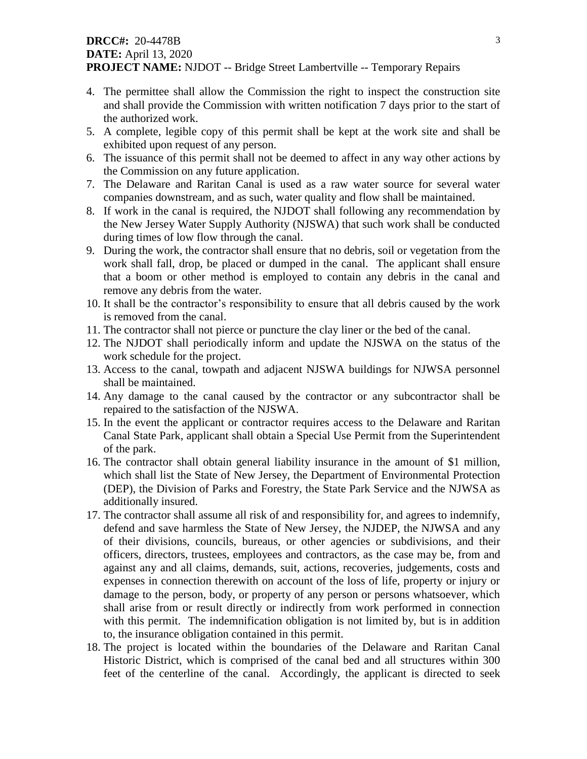**DRCC#:** 20-4478B
**DATE:** April 13, 2020
**PROJECT NAME:** NJDOT -- Bridge Street Lambertville -- Temporary Repairs

4. The permittee shall allow the Commission the right to inspect the construction site and shall provide the Commission with written notification 7 days prior to the start of the authorized work.
5. A complete, legible copy of this permit shall be kept at the work site and shall be exhibited upon request of any person.
6. The issuance of this permit shall not be deemed to affect in any way other actions by the Commission on any future application.
7. The Delaware and Raritan Canal is used as a raw water source for several water companies downstream, and as such, water quality and flow shall be maintained.
8. If work in the canal is required, the NJDOT shall following any recommendation by the New Jersey Water Supply Authority (NJSWA) that such work shall be conducted during times of low flow through the canal.
9. During the work, the contractor shall ensure that no debris, soil or vegetation from the work shall fall, drop, be placed or dumped in the canal. The applicant shall ensure that a boom or other method is employed to contain any debris in the canal and remove any debris from the water.
10. It shall be the contractor's responsibility to ensure that all debris caused by the work is removed from the canal.
11. The contractor shall not pierce or puncture the clay liner or the bed of the canal.
12. The NJDOT shall periodically inform and update the NJSWA on the status of the work schedule for the project.
13. Access to the canal, towpath and adjacent NJSWA buildings for NJWSA personnel shall be maintained.
14. Any damage to the canal caused by the contractor or any subcontractor shall be repaired to the satisfaction of the NJSWA.
15. In the event the applicant or contractor requires access to the Delaware and Raritan Canal State Park, applicant shall obtain a Special Use Permit from the Superintendent of the park.
16. The contractor shall obtain general liability insurance in the amount of $1 million, which shall list the State of New Jersey, the Department of Environmental Protection (DEP), the Division of Parks and Forestry, the State Park Service and the NJWSA as additionally insured.
17. The contractor shall assume all risk of and responsibility for, and agrees to indemnify, defend and save harmless the State of New Jersey, the NJDEP, the NJWSA and any of their divisions, councils, bureaus, or other agencies or subdivisions, and their officers, directors, trustees, employees and contractors, as the case may be, from and against any and all claims, demands, suit, actions, recoveries, judgements, costs and expenses in connection therewith on account of the loss of life, property or injury or damage to the person, body, or property of any person or persons whatsoever, which shall arise from or result directly or indirectly from work performed in connection with this permit. The indemnification obligation is not limited by, but is in addition to, the insurance obligation contained in this permit.
18. The project is located within the boundaries of the Delaware and Raritan Canal Historic District, which is comprised of the canal bed and all structures within 300 feet of the centerline of the canal. Accordingly, the applicant is directed to seek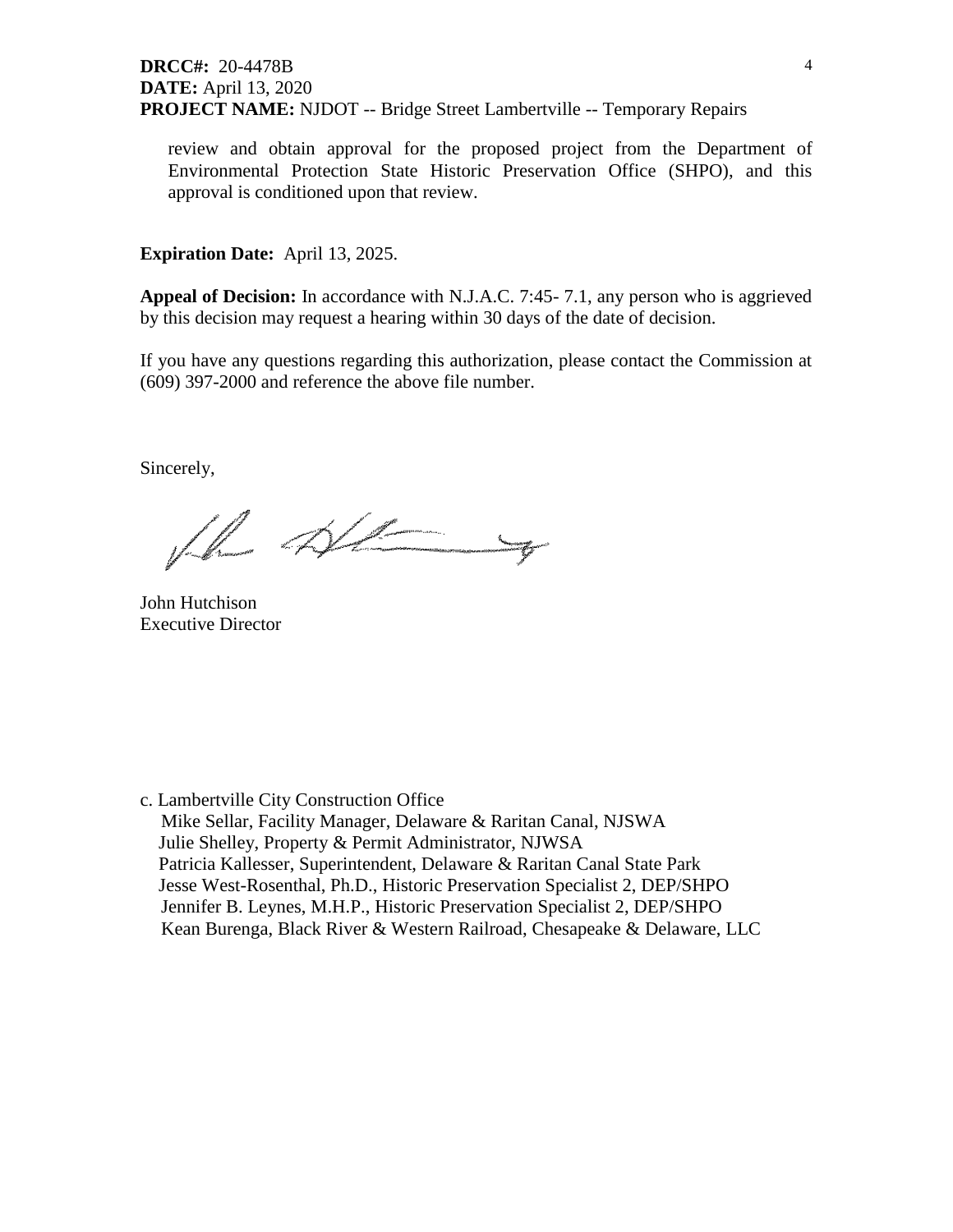review and obtain approval for the proposed project from the Department of Environmental Protection State Historic Preservation Office (SHPO), and this approval is conditioned upon that review.

**Expiration Date:** April 13, 2025.

**Appeal of Decision:** In accordance with N.J.A.C. 7:45- 7.1, any person who is aggrieved by this decision may request a hearing within 30 days of the date of decision.

If you have any questions regarding this authorization, please contact the Commission at (609) 397-2000 and reference the above file number.

Sincerely,

John Hutchison
Executive Director

c. Lambertville City Construction Office
Mike Sellar, Facility Manager, Delaware & Raritan Canal, NJSWA
Julie Shelley, Property & Permit Administrator, NJWSA
Patricia Kallesser, Superintendent, Delaware & Raritan Canal State Park
Jesse West-Rosenthal, Ph.D., Historic Preservation Specialist 2, DEP/SHPO
Jennifer B. Leynes, M.H.P., Historic Preservation Specialist 2, DEP/SHPO
Kean Burenga, Black River & Western Railroad, Chesapeake & Delaware, LLC